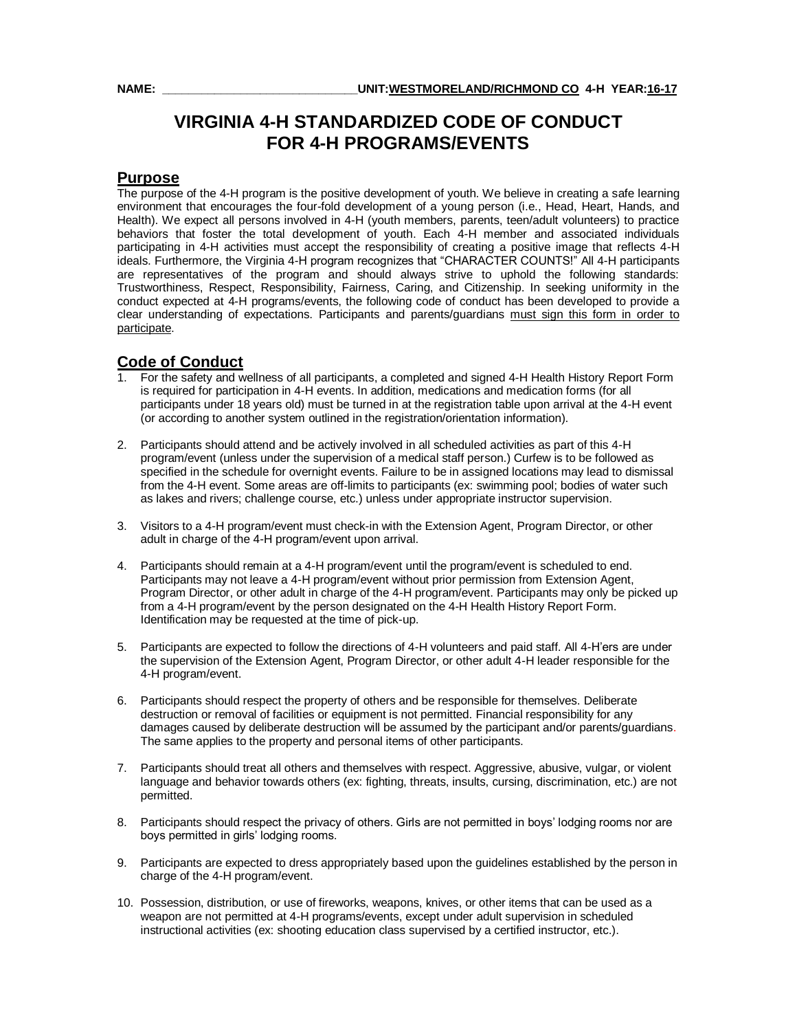**NAME:** ______________________________ **UNIT:** <u>**WESTMORELAND/RICHMOND CO**</u> **4-H YEAR:** <u>**16-17**</u>

# VIRGINIA 4-H STANDARDIZED CODE OF CONDUCT FOR 4-H PROGRAMS/EVENTS

## Purpose

The purpose of the 4-H program is the positive development of youth. We believe in creating a safe learning environment that encourages the four-fold development of a young person (i.e., Head, Heart, Hands, and Health). We expect all persons involved in 4-H (youth members, parents, teen/adult volunteers) to practice behaviors that foster the total development of youth. Each 4-H member and associated individuals participating in 4-H activities must accept the responsibility of creating a positive image that reflects 4-H ideals. Furthermore, the Virginia 4-H program recognizes that "CHARACTER COUNTS!" All 4-H participants are representatives of the program and should always strive to uphold the following standards: Trustworthiness, Respect, Responsibility, Fairness, Caring, and Citizenship. In seeking uniformity in the conduct expected at 4-H programs/events, the following code of conduct has been developed to provide a clear understanding of expectations. Participants and parents/guardians <u>must sign this form in order to participate</u>.

## Code of Conduct

1. For the safety and wellness of all participants, a completed and signed 4-H Health History Report Form is required for participation in 4-H events. In addition, medications and medication forms (for all participants under 18 years old) must be turned in at the registration table upon arrival at the 4-H event (or according to another system outlined in the registration/orientation information).

2. Participants should attend and be actively involved in all scheduled activities as part of this 4-H program/event (unless under the supervision of a medical staff person.) Curfew is to be followed as specified in the schedule for overnight events. Failure to be in assigned locations may lead to dismissal from the 4-H event. Some areas are off-limits to participants (ex: swimming pool; bodies of water such as lakes and rivers; challenge course, etc.) unless under appropriate instructor supervision.

3. Visitors to a 4-H program/event must check-in with the Extension Agent, Program Director, or other adult in charge of the 4-H program/event upon arrival.

4. Participants should remain at a 4-H program/event until the program/event is scheduled to end. Participants may not leave a 4-H program/event without prior permission from Extension Agent, Program Director, or other adult in charge of the 4-H program/event. Participants may only be picked up from a 4-H program/event by the person designated on the 4-H Health History Report Form. Identification may be requested at the time of pick-up.

5. Participants are expected to follow the directions of 4-H volunteers and paid staff. All 4-H'ers are under the supervision of the Extension Agent, Program Director, or other adult 4-H leader responsible for the 4-H program/event.

6. Participants should respect the property of others and be responsible for themselves. Deliberate destruction or removal of facilities or equipment is not permitted. Financial responsibility for any damages caused by deliberate destruction will be assumed by the participant and/or parents/guardians. The same applies to the property and personal items of other participants.

7. Participants should treat all others and themselves with respect. Aggressive, abusive, vulgar, or violent language and behavior towards others (ex: fighting, threats, insults, cursing, discrimination, etc.) are not permitted.

8. Participants should respect the privacy of others. Girls are not permitted in boys' lodging rooms nor are boys permitted in girls' lodging rooms.

9. Participants are expected to dress appropriately based upon the guidelines established by the person in charge of the 4-H program/event.

10. Possession, distribution, or use of fireworks, weapons, knives, or other items that can be used as a weapon are not permitted at 4-H programs/events, except under adult supervision in scheduled instructional activities (ex: shooting education class supervised by a certified instructor, etc.).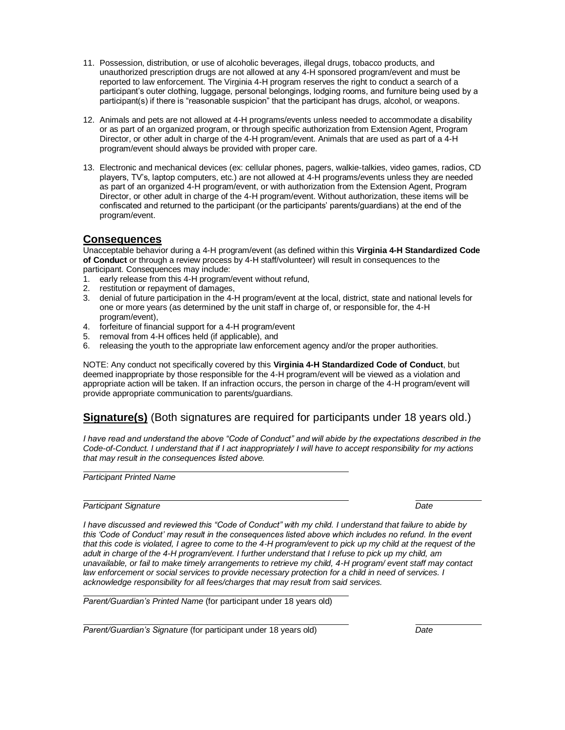11. Possession, distribution, or use of alcoholic beverages, illegal drugs, tobacco products, and unauthorized prescription drugs are not allowed at any 4-H sponsored program/event and must be reported to law enforcement. The Virginia 4-H program reserves the right to conduct a search of a participant's outer clothing, luggage, personal belongings, lodging rooms, and furniture being used by a participant(s) if there is "reasonable suspicion" that the participant has drugs, alcohol, or weapons.

12. Animals and pets are not allowed at 4-H programs/events unless needed to accommodate a disability or as part of an organized program, or through specific authorization from Extension Agent, Program Director, or other adult in charge of the 4-H program/event. Animals that are used as part of a 4-H program/event should always be provided with proper care.

13. Electronic and mechanical devices (ex: cellular phones, pagers, walkie-talkies, video games, radios, CD players, TV's, laptop computers, etc.) are not allowed at 4-H programs/events unless they are needed as part of an organized 4-H program/event, or with authorization from the Extension Agent, Program Director, or other adult in charge of the 4-H program/event. Without authorization, these items will be confiscated and returned to the participant (or the participants' parents/guardians) at the end of the program/event.

## Consequences

Unacceptable behavior during a 4-H program/event (as defined within this **Virginia 4-H Standardized Code of Conduct** or through a review process by 4-H staff/volunteer) will result in consequences to the participant. Consequences may include:

1. early release from this 4-H program/event without refund,
2. restitution or repayment of damages,
3. denial of future participation in the 4-H program/event at the local, district, state and national levels for one or more years (as determined by the unit staff in charge of, or responsible for, the 4-H program/event),
4. forfeiture of financial support for a 4-H program/event
5. removal from 4-H offices held (if applicable), and
6. releasing the youth to the appropriate law enforcement agency and/or the proper authorities.

NOTE: Any conduct not specifically covered by this **Virginia 4-H Standardized Code of Conduct**, but deemed inappropriate by those responsible for the 4-H program/event will be viewed as a violation and appropriate action will be taken. If an infraction occurs, the person in charge of the 4-H program/event will provide appropriate communication to parents/guardians.

## Signature(s) (Both signatures are required for participants under 18 years old.)

*I have read and understand the above "Code of Conduct" and will abide by the expectations described in the Code-of-Conduct. I understand that if I act inappropriately I will have to accept responsibility for my actions that may result in the consequences listed above.*

______________________________________
*Participant Printed Name*

______________________________________ ______________
*Participant Signature* *Date*

*I have discussed and reviewed this "Code of Conduct" with my child. I understand that failure to abide by this 'Code of Conduct' may result in the consequences listed above which includes no refund. In the event that this code is violated, I agree to come to the 4-H program/event to pick up my child at the request of the adult in charge of the 4-H program/event. I further understand that I refuse to pick up my child, am unavailable, or fail to make timely arrangements to retrieve my child, 4-H program/ event staff may contact law enforcement or social services to provide necessary protection for a child in need of services. I acknowledge responsibility for all fees/charges that may result from said services.*

______________________________________
*Parent/Guardian's Printed Name* (for participant under 18 years old)

______________________________________ ______________
*Parent/Guardian's Signature* (for participant under 18 years old) *Date*